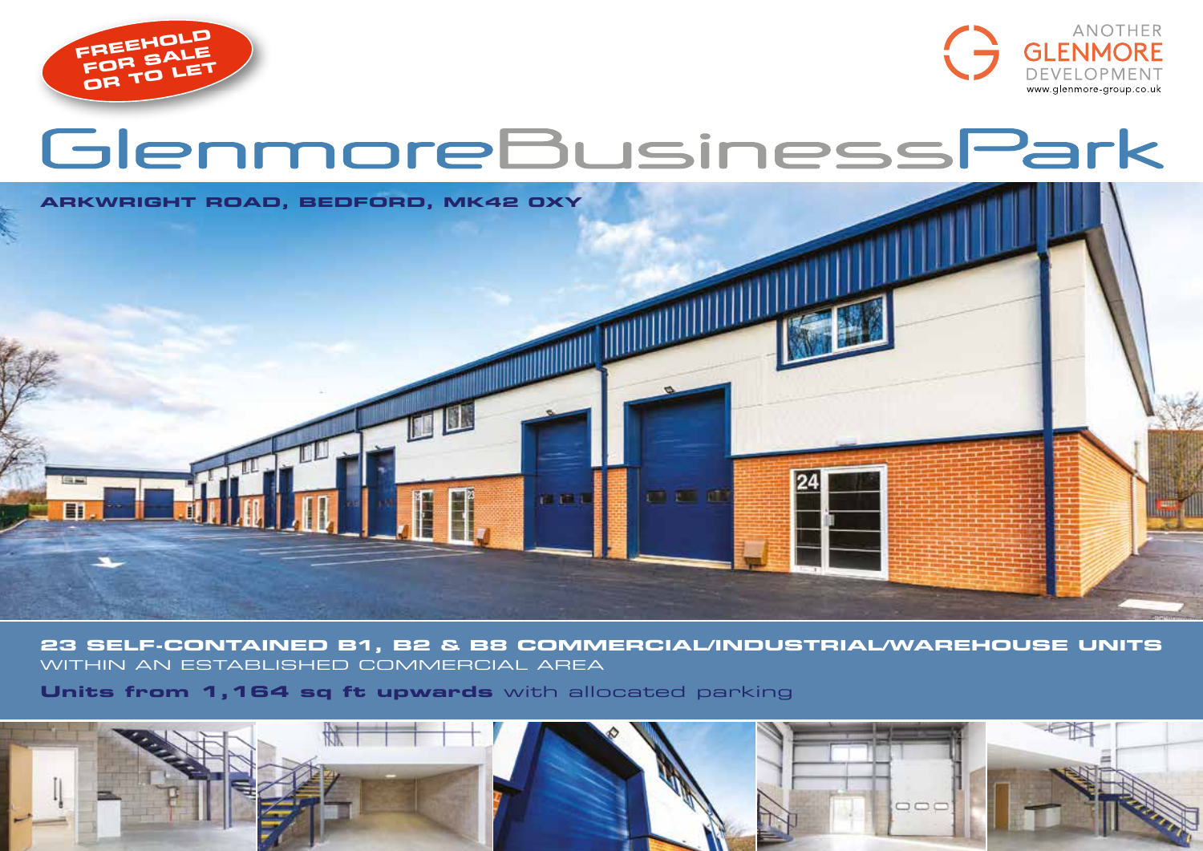**FREEHOLD FOR SALE OR TO LET**

ANOTHER GLENMORE DEVELOPMENT
www.glenmore-group.co.uk

# GlenmoreBusinessPark

**ARKWRIGHT ROAD, BEDFORD, MK42 0XY**

**23 SELF-CONTAINED B1, B2 & B8 COMMERCIAL/INDUSTRIAL/WAREHOUSE UNITS**
WITHIN AN ESTABLISHED COMMERCIAL AREA

**Units from 1,164 sq ft upwards** with allocated parking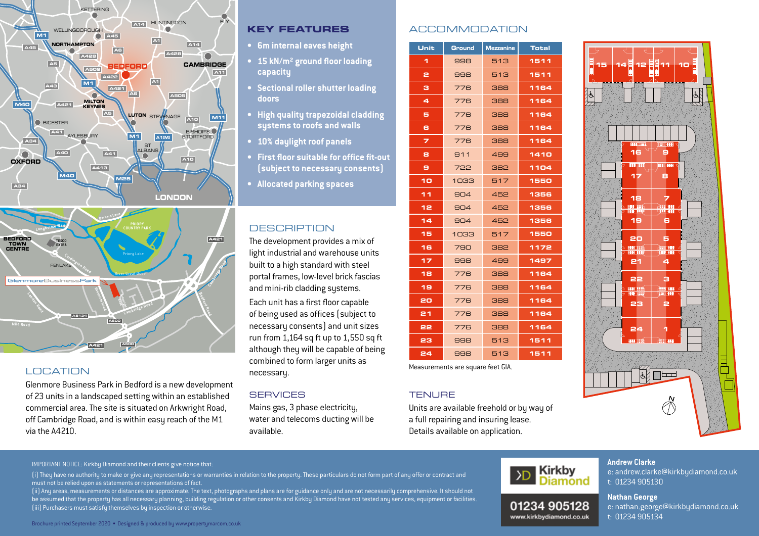## KEY FEATURES

- 6m internal eaves height
- 15 kN/m² ground floor loading capacity
- Sectional roller shutter loading doors
- High quality trapezoidal cladding systems to roofs and walls
- 10% daylight roof panels
- First floor suitable for office fit-out (subject to necessary consents)
- Allocated parking spaces

## LOCATION

Glenmore Business Park in Bedford is a new development of 23 units in a landscaped setting within an established commercial area. The site is situated on Arkwright Road, off Cambridge Road, and is within easy reach of the M1 via the A4210.

## DESCRIPTION

The development provides a mix of light industrial and warehouse units built to a high standard with steel portal frames, low-level brick fascias and mini-rib cladding systems.

Each unit has a first floor capable of being used as offices (subject to necessary consents) and unit sizes run from 1,164 sq ft up to 1,550 sq ft although they will be capable of being combined to form larger units as necessary.

## SERVICES

Mains gas, 3 phase electricity, water and telecoms ducting will be available.

## ACCOMMODATION

| Unit | Ground | Mezzanine | Total |
|---|---|---|---|
| 1 | 998 | 513 | 1511 |
| 2 | 998 | 513 | 1511 |
| 3 | 776 | 388 | 1164 |
| 4 | 776 | 388 | 1164 |
| 5 | 776 | 388 | 1164 |
| 6 | 776 | 388 | 1164 |
| 7 | 776 | 388 | 1164 |
| 8 | 911 | 499 | 1410 |
| 9 | 722 | 382 | 1104 |
| 10 | 1033 | 517 | 1550 |
| 11 | 904 | 452 | 1356 |
| 12 | 904 | 452 | 1356 |
| 14 | 904 | 452 | 1356 |
| 15 | 1033 | 517 | 1550 |
| 16 | 790 | 382 | 1172 |
| 17 | 998 | 499 | 1497 |
| 18 | 776 | 388 | 1164 |
| 19 | 776 | 388 | 1164 |
| 20 | 776 | 388 | 1164 |
| 21 | 776 | 388 | 1164 |
| 22 | 776 | 388 | 1164 |
| 23 | 998 | 513 | 1511 |
| 24 | 998 | 513 | 1511 |

Measurements are square feet GIA.

## TENURE

Units are available freehold or by way of a full repairing and insuring lease. Details available on application.

IMPORTANT NOTICE: Kirkby Diamond and their clients give notice that:

(i) They have no authority to make or give any representations or warranties in relation to the property. These particulars do not form part of any offer or contract and must not be relied upon as statements or representations of fact.
(ii) Any areas, measurements or distances are approximate. The text, photographs and plans are for guidance only and are not necessarily comprehensive. It should not be assumed that the property has all necessary planning, building regulation or other consents and Kirkby Diamond have not tested any services, equipment or facilities.
(iii) Purchasers must satisfy themselves by inspection or otherwise.

Brochure printed September 2020 • Designed & produced by www.propertymarcom.co.uk

Kirkby Diamond
01234 905128
www.kirkbydiamond.co.uk

**Andrew Clarke**
e: andrew.clarke@kirkbydiamond.co.uk
t: 01234 905130

**Nathan George**
e: nathan.george@kirkbydiamond.co.uk
t: 01234 905134